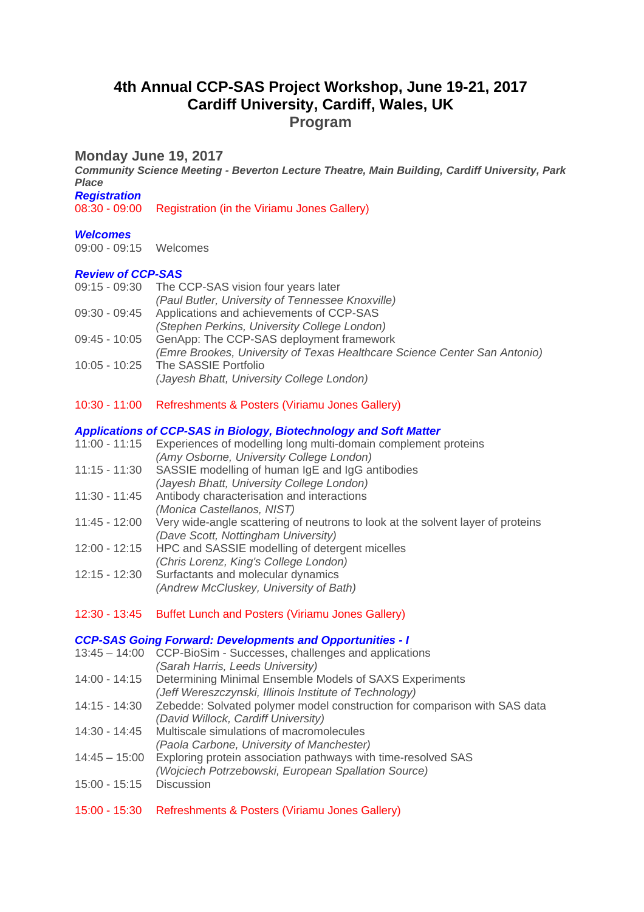# 4th Annual CCP-SAS Project Workshop, June 19-21, 2017
# Cardiff University, Cardiff, Wales, UK
## Program

## Monday June 19, 2017

***Community Science Meeting - Beverton Lecture Theatre, Main Building, Cardiff University, Park Place***

***Registration***

08:30 - 09:00 Registration (in the Viriamu Jones Gallery)

***Welcomes***

09:00 - 09:15 Welcomes

***Review of CCP-SAS***

09:15 - 09:30 The CCP-SAS vision four years later
*(Paul Butler, University of Tennessee Knoxville)*

09:30 - 09:45 Applications and achievements of CCP-SAS
*(Stephen Perkins, University College London)*

09:45 - 10:05 GenApp: The CCP-SAS deployment framework
*(Emre Brookes, University of Texas Healthcare Science Center San Antonio)*

10:05 - 10:25 The SASSIE Portfolio
*(Jayesh Bhatt, University College London)*

10:30 - 11:00 Refreshments & Posters (Viriamu Jones Gallery)

***Applications of CCP-SAS in Biology, Biotechnology and Soft Matter***

11:00 - 11:15 Experiences of modelling long multi-domain complement proteins
*(Amy Osborne, University College London)*

11:15 - 11:30 SASSIE modelling of human IgE and IgG antibodies
*(Jayesh Bhatt, University College London)*

11:30 - 11:45 Antibody characterisation and interactions
*(Monica Castellanos, NIST)*

11:45 - 12:00 Very wide-angle scattering of neutrons to look at the solvent layer of proteins
*(Dave Scott, Nottingham University)*

12:00 - 12:15 HPC and SASSIE modelling of detergent micelles
*(Chris Lorenz, King's College London)*

12:15 - 12:30 Surfactants and molecular dynamics
*(Andrew McCluskey, University of Bath)*

12:30 - 13:45 Buffet Lunch and Posters (Viriamu Jones Gallery)

***CCP-SAS Going Forward: Developments and Opportunities - I***

13:45 – 14:00 CCP-BioSim - Successes, challenges and applications
*(Sarah Harris, Leeds University)*

14:00 - 14:15 Determining Minimal Ensemble Models of SAXS Experiments
*(Jeff Wereszczynski, Illinois Institute of Technology)*

14:15 - 14:30 Zebedde: Solvated polymer model construction for comparison with SAS data
*(David Willock, Cardiff University)*

14:30 - 14:45 Multiscale simulations of macromolecules
*(Paola Carbone, University of Manchester)*

14:45 – 15:00 Exploring protein association pathways with time-resolved SAS
*(Wojciech Potrzebowski, European Spallation Source)*

15:00 - 15:15 Discussion

15:00 - 15:30 Refreshments & Posters (Viriamu Jones Gallery)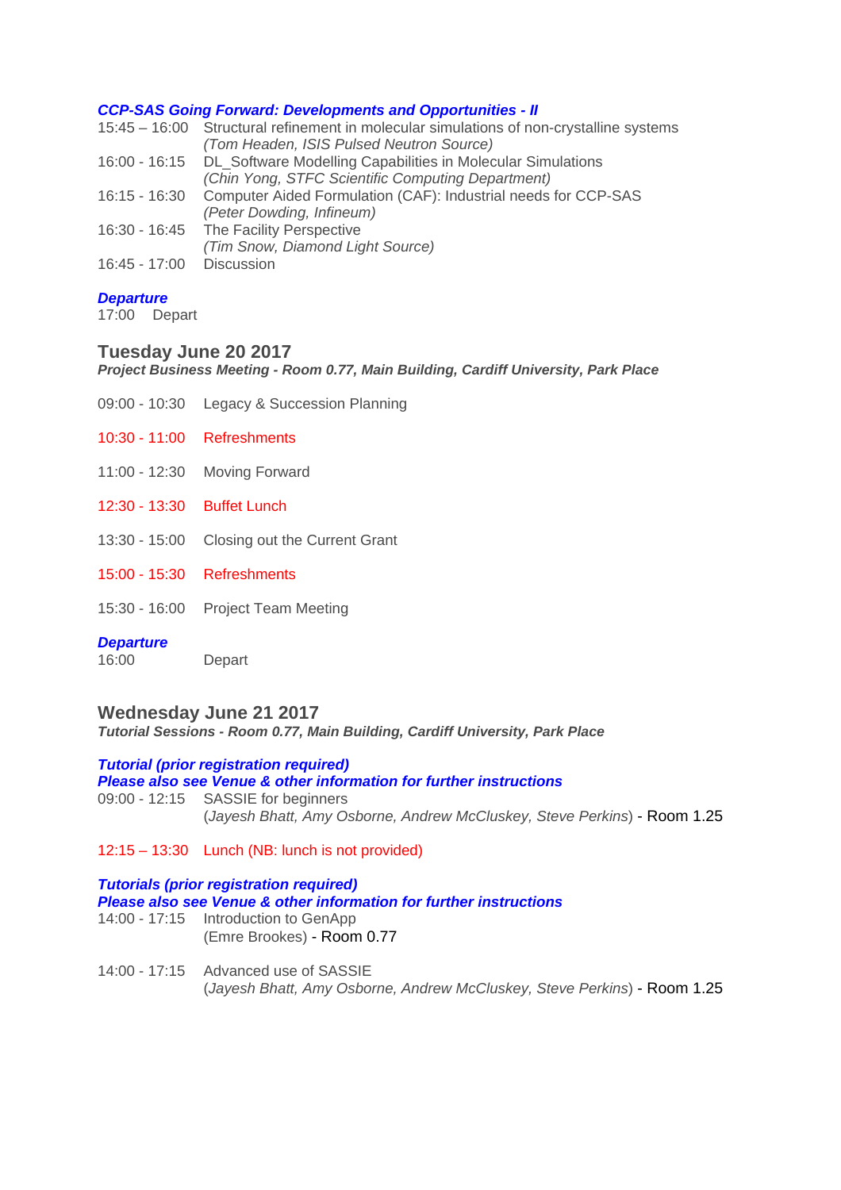***CCP-SAS Going Forward: Developments and Opportunities - II***

15:45 – 16:00 Structural refinement in molecular simulations of non-crystalline systems
*(Tom Headen, ISIS Pulsed Neutron Source)*

16:00 - 16:15 DL_Software Modelling Capabilities in Molecular Simulations
*(Chin Yong, STFC Scientific Computing Department)*

16:15 - 16:30 Computer Aided Formulation (CAF): Industrial needs for CCP-SAS
*(Peter Dowding, Infineum)*

16:30 - 16:45 The Facility Perspective
*(Tim Snow, Diamond Light Source)*

16:45 - 17:00 Discussion

***Departure***

17:00 Depart

## Tuesday June 20 2017

***Project Business Meeting - Room 0.77, Main Building, Cardiff University, Park Place***

09:00 - 10:30 Legacy & Succession Planning

10:30 - 11:00 Refreshments

11:00 - 12:30 Moving Forward

12:30 - 13:30 Buffet Lunch

13:30 - 15:00 Closing out the Current Grant

15:00 - 15:30 Refreshments

15:30 - 16:00 Project Team Meeting

***Departure***

16:00 Depart

## Wednesday June 21 2017

***Tutorial Sessions - Room 0.77, Main Building, Cardiff University, Park Place***

***Tutorial (prior registration required)***
***Please also see Venue & other information for further instructions***

09:00 - 12:15 SASSIE for beginners
(*Jayesh Bhatt, Amy Osborne, Andrew McCluskey, Steve Perkins*) - Room 1.25

12:15 – 13:30 Lunch (NB: lunch is not provided)

***Tutorials (prior registration required)***
***Please also see Venue & other information for further instructions***

14:00 - 17:15 Introduction to GenApp
(Emre Brookes) - Room 0.77

14:00 - 17:15 Advanced use of SASSIE
(*Jayesh Bhatt, Amy Osborne, Andrew McCluskey, Steve Perkins*) - Room 1.25